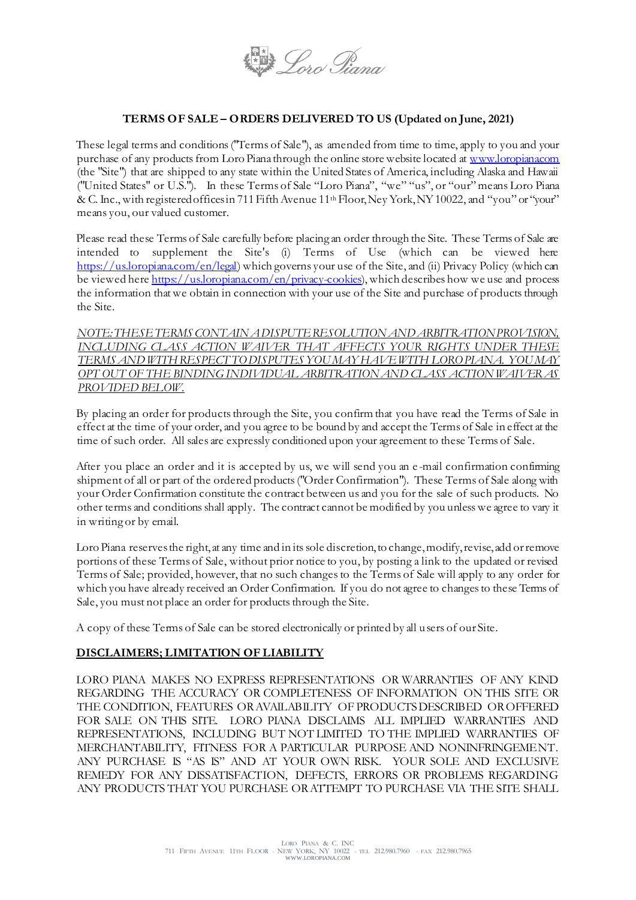**TERMS OF SALE – ORDERS DELIVERED TO US (Updated on June, 2021)**

These legal terms and conditions ("Terms of Sale"), as amended from time to time, apply to you and your purchase of any products from Loro Piana through the online store website located at [www.loropiana.com](www.loropiana.com) (the "Site") that are shipped to any state within the United States of America, including Alaska and Hawaii ("United States" or U.S."). In these Terms of Sale "Loro Piana", "we" "us", or "our" means Loro Piana & C. Inc., with registered offices in 711 Fifth Avenue 11th Floor, Ney York, NY 10022, and "you" or "your" means you, our valued customer.

Please read these Terms of Sale carefully before placing an order through the Site. These Terms of Sale are intended to supplement the Site's (i) Terms of Use (which can be viewed here [https://us.loropiana.com/en/legal](https://us.loropiana.com/en/legal)) which governs your use of the Site, and (ii) Privacy Policy (which can be viewed here [https://us.loropiana.com/en/privacy-cookies](https://us.loropiana.com/en/privacy-cookies)), which describes how we use and process the information that we obtain in connection with your use of the Site and purchase of products through the Site.

*NOTE: THESE TERMS CONTAIN A DISPUTE RESOLUTION AND ARBITRATION PROVISION, INCLUDING CLASS ACTION WAIVER THAT AFFECTS YOUR RIGHTS UNDER THESE TERMS AND WITH RESPECT TO DISPUTES YOU MAY HAVE WITH LORO PIANA. YOU MAY OPT OUT OF THE BINDING INDIVIDUAL ARBITRATION AND CLASS ACTION WAIVER AS PROVIDED BELOW.*

By placing an order for products through the Site, you confirm that you have read the Terms of Sale in effect at the time of your order, and you agree to be bound by and accept the Terms of Sale in effect at the time of such order. All sales are expressly conditioned upon your agreement to these Terms of Sale.

After you place an order and it is accepted by us, we will send you an e-mail confirmation confirming shipment of all or part of the ordered products ("Order Confirmation"). These Terms of Sale along with your Order Confirmation constitute the contract between us and you for the sale of such products. No other terms and conditions shall apply. The contract cannot be modified by you unless we agree to vary it in writing or by email.

Loro Piana reserves the right, at any time and in its sole discretion, to change, modify, revise, add or remove portions of these Terms of Sale, without prior notice to you, by posting a link to the updated or revised Terms of Sale; provided, however, that no such changes to the Terms of Sale will apply to any order for which you have already received an Order Confirmation. If you do not agree to changes to these Terms of Sale, you must not place an order for products through the Site.

A copy of these Terms of Sale can be stored electronically or printed by all users of our Site.

## DISCLAIMERS; LIMITATION OF LIABILITY

LORO PIANA MAKES NO EXPRESS REPRESENTATIONS OR WARRANTIES OF ANY KIND REGARDING THE ACCURACY OR COMPLETENESS OF INFORMATION ON THIS SITE OR THE CONDITION, FEATURES OR AVAILABILITY OF PRODUCTS DESCRIBED OR OFFERED FOR SALE ON THIS SITE. LORO PIANA DISCLAIMS ALL IMPLIED WARRANTIES AND REPRESENTATIONS, INCLUDING BUT NOT LIMITED TO THE IMPLIED WARRANTIES OF MERCHANTABILITY, FITNESS FOR A PARTICULAR PURPOSE AND NONINFRINGEMENT. ANY PURCHASE IS "AS IS" AND AT YOUR OWN RISK. YOUR SOLE AND EXCLUSIVE REMEDY FOR ANY DISSATISFACTION, DEFECTS, ERRORS OR PROBLEMS REGARDING ANY PRODUCTS THAT YOU PURCHASE OR ATTEMPT TO PURCHASE VIA THE SITE SHALL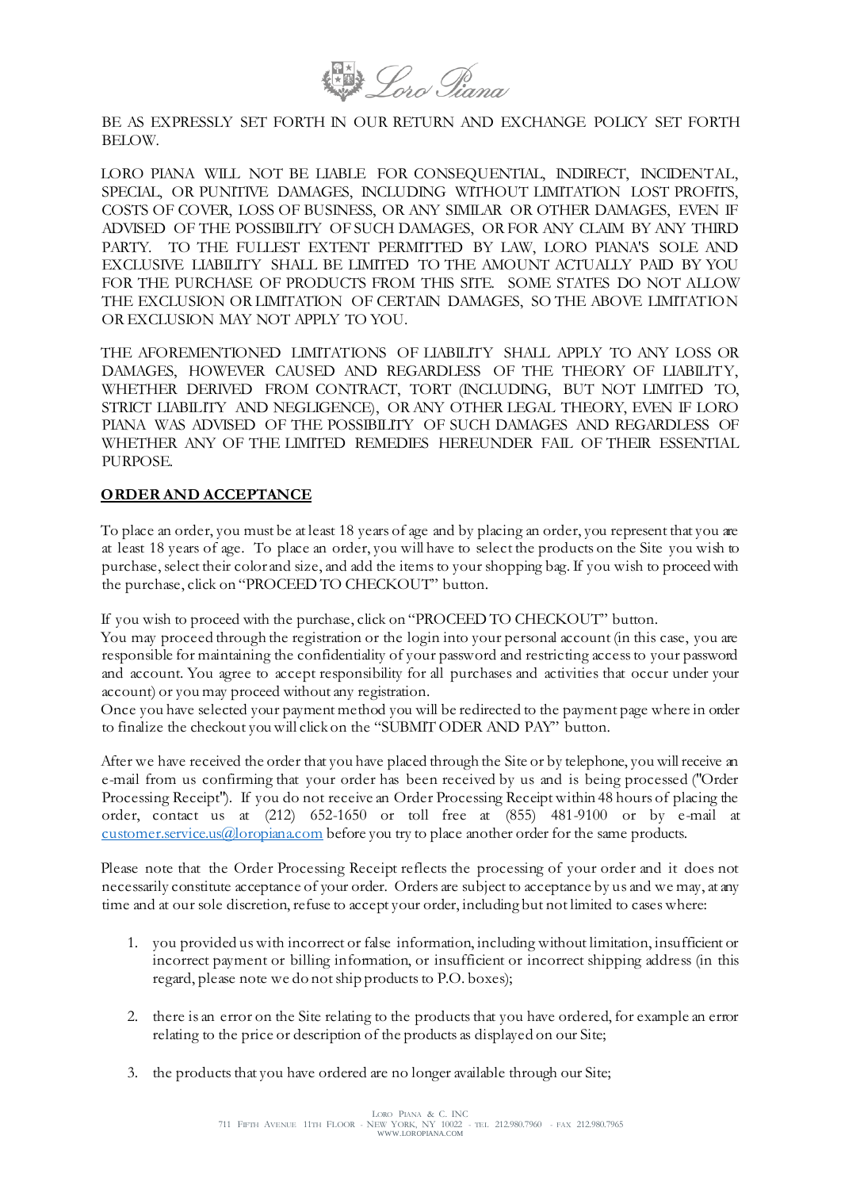BE AS EXPRESSLY SET FORTH IN OUR RETURN AND EXCHANGE POLICY SET FORTH BELOW.

LORO PIANA WILL NOT BE LIABLE FOR CONSEQUENTIAL, INDIRECT, INCIDENTAL, SPECIAL, OR PUNITIVE DAMAGES, INCLUDING WITHOUT LIMITATION LOST PROFITS, COSTS OF COVER, LOSS OF BUSINESS, OR ANY SIMILAR OR OTHER DAMAGES, EVEN IF ADVISED OF THE POSSIBILITY OF SUCH DAMAGES, OR FOR ANY CLAIM BY ANY THIRD PARTY. TO THE FULLEST EXTENT PERMITTED BY LAW, LORO PIANA'S SOLE AND EXCLUSIVE LIABILITY SHALL BE LIMITED TO THE AMOUNT ACTUALLY PAID BY YOU FOR THE PURCHASE OF PRODUCTS FROM THIS SITE. SOME STATES DO NOT ALLOW THE EXCLUSION OR LIMITATION OF CERTAIN DAMAGES, SO THE ABOVE LIMITATION OR EXCLUSION MAY NOT APPLY TO YOU.

THE AFOREMENTIONED LIMITATIONS OF LIABILITY SHALL APPLY TO ANY LOSS OR DAMAGES, HOWEVER CAUSED AND REGARDLESS OF THE THEORY OF LIABILITY, WHETHER DERIVED FROM CONTRACT, TORT (INCLUDING, BUT NOT LIMITED TO, STRICT LIABILITY AND NEGLIGENCE), OR ANY OTHER LEGAL THEORY, EVEN IF LORO PIANA WAS ADVISED OF THE POSSIBILITY OF SUCH DAMAGES AND REGARDLESS OF WHETHER ANY OF THE LIMITED REMEDIES HEREUNDER FAIL OF THEIR ESSENTIAL PURPOSE.

## ORDER AND ACCEPTANCE

To place an order, you must be at least 18 years of age and by placing an order, you represent that you are at least 18 years of age. To place an order, you will have to select the products on the Site you wish to purchase, select their color and size, and add the items to your shopping bag. If you wish to proceed with the purchase, click on "PROCEED TO CHECKOUT" button.

If you wish to proceed with the purchase, click on "PROCEED TO CHECKOUT" button.
You may proceed through the registration or the login into your personal account (in this case, you are responsible for maintaining the confidentiality of your password and restricting access to your password and account. You agree to accept responsibility for all purchases and activities that occur under your account) or you may proceed without any registration.
Once you have selected your payment method you will be redirected to the payment page where in order to finalize the checkout you will click on the "SUBMIT ODER AND PAY" button.

After we have received the order that you have placed through the Site or by telephone, you will receive an e-mail from us confirming that your order has been received by us and is being processed ("Order Processing Receipt"). If you do not receive an Order Processing Receipt within 48 hours of placing the order, contact us at (212) 652-1650 or toll free at (855) 481-9100 or by e-mail at customer.service.us@loropiana.com before you try to place another order for the same products.

Please note that the Order Processing Receipt reflects the processing of your order and it does not necessarily constitute acceptance of your order. Orders are subject to acceptance by us and we may, at any time and at our sole discretion, refuse to accept your order, including but not limited to cases where:

1. you provided us with incorrect or false information, including without limitation, insufficient or incorrect payment or billing information, or insufficient or incorrect shipping address (in this regard, please note we do not ship products to P.O. boxes);

2. there is an error on the Site relating to the products that you have ordered, for example an error relating to the price or description of the products as displayed on our Site;

3. the products that you have ordered are no longer available through our Site;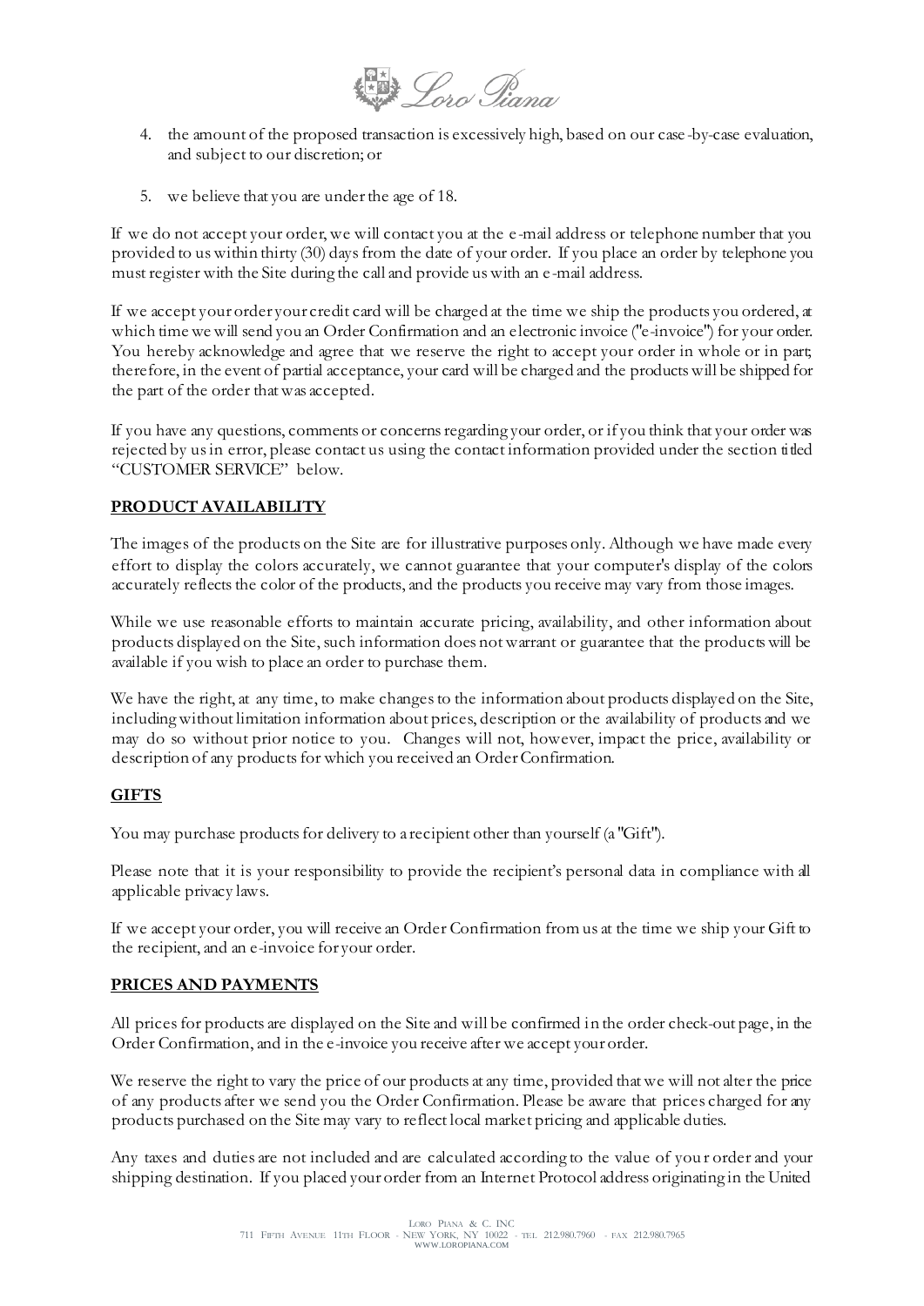4. the amount of the proposed transaction is excessively high, based on our case-by-case evaluation, and subject to our discretion; or

5. we believe that you are under the age of 18.

If we do not accept your order, we will contact you at the e-mail address or telephone number that you provided to us within thirty (30) days from the date of your order. If you place an order by telephone you must register with the Site during the call and provide us with an e-mail address.

If we accept your order your credit card will be charged at the time we ship the products you ordered, at which time we will send you an Order Confirmation and an electronic invoice ("e-invoice") for your order. You hereby acknowledge and agree that we reserve the right to accept your order in whole or in part; therefore, in the event of partial acceptance, your card will be charged and the products will be shipped for the part of the order that was accepted.

If you have any questions, comments or concerns regarding your order, or if you think that your order was rejected by us in error, please contact us using the contact information provided under the section titled "CUSTOMER SERVICE" below.

## PRODUCT AVAILABILITY

The images of the products on the Site are for illustrative purposes only. Although we have made every effort to display the colors accurately, we cannot guarantee that your computer's display of the colors accurately reflects the color of the products, and the products you receive may vary from those images.

While we use reasonable efforts to maintain accurate pricing, availability, and other information about products displayed on the Site, such information does not warrant or guarantee that the products will be available if you wish to place an order to purchase them.

We have the right, at any time, to make changes to the information about products displayed on the Site, including without limitation information about prices, description or the availability of products and we may do so without prior notice to you. Changes will not, however, impact the price, availability or description of any products for which you received an Order Confirmation.

## GIFTS

You may purchase products for delivery to a recipient other than yourself (a "Gift").

Please note that it is your responsibility to provide the recipient's personal data in compliance with all applicable privacy laws.

If we accept your order, you will receive an Order Confirmation from us at the time we ship your Gift to the recipient, and an e-invoice for your order.

## PRICES AND PAYMENTS

All prices for products are displayed on the Site and will be confirmed in the order check-out page, in the Order Confirmation, and in the e-invoice you receive after we accept your order.

We reserve the right to vary the price of our products at any time, provided that we will not alter the price of any products after we send you the Order Confirmation. Please be aware that prices charged for any products purchased on the Site may vary to reflect local market pricing and applicable duties.

Any taxes and duties are not included and are calculated according to the value of your order and your shipping destination. If you placed your order from an Internet Protocol address originating in the United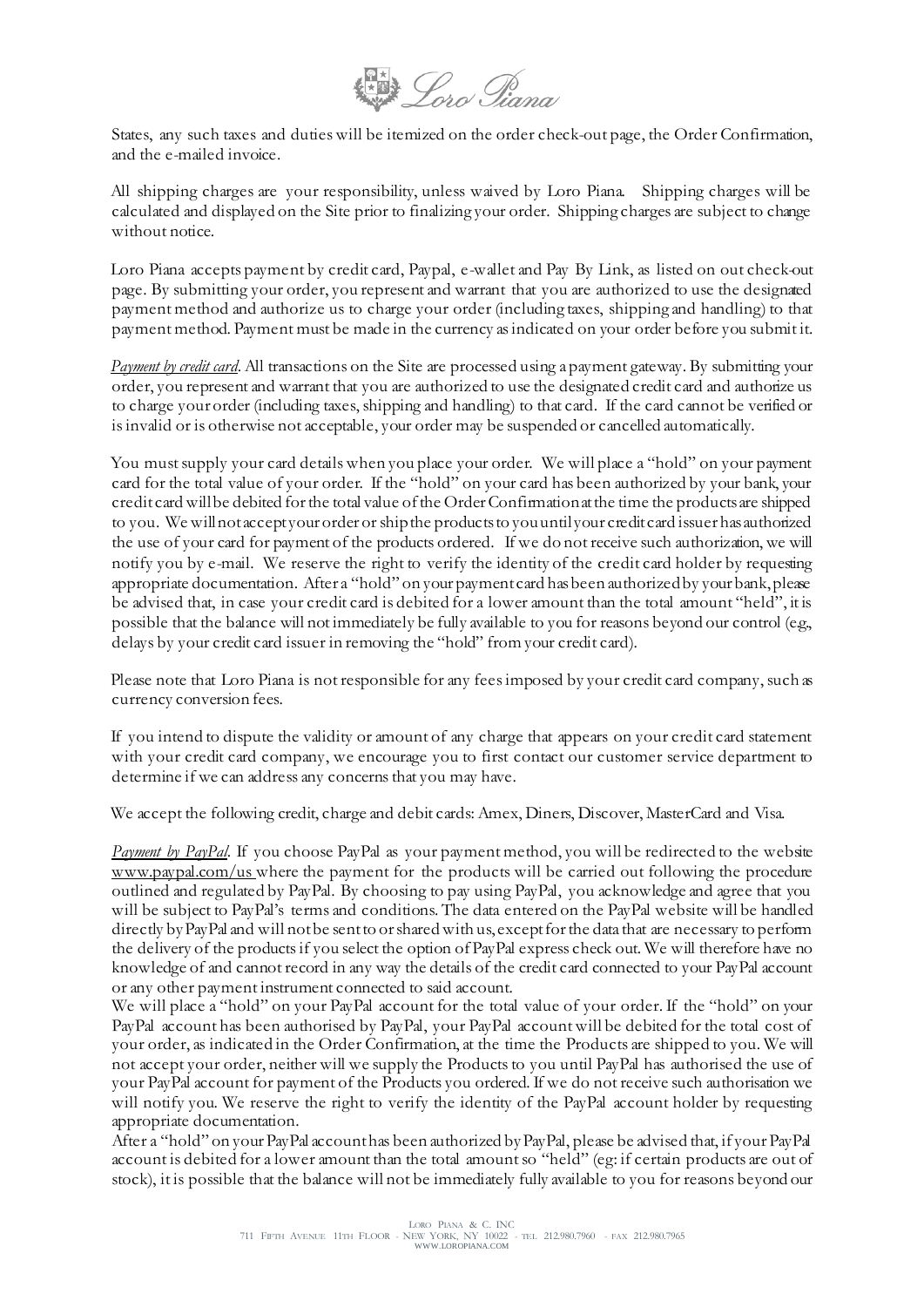States, any such taxes and duties will be itemized on the order check-out page, the Order Confirmation, and the e-mailed invoice.

All shipping charges are your responsibility, unless waived by Loro Piana. Shipping charges will be calculated and displayed on the Site prior to finalizing your order. Shipping charges are subject to change without notice.

Loro Piana accepts payment by credit card, Paypal, e-wallet and Pay By Link, as listed on out check-out page. By submitting your order, you represent and warrant that you are authorized to use the designated payment method and authorize us to charge your order (including taxes, shipping and handling) to that payment method. Payment must be made in the currency as indicated on your order before you submit it.

*Payment by credit card*. All transactions on the Site are processed using a payment gateway. By submitting your order, you represent and warrant that you are authorized to use the designated credit card and authorize us to charge your order (including taxes, shipping and handling) to that card. If the card cannot be verified or is invalid or is otherwise not acceptable, your order may be suspended or cancelled automatically.

You must supply your card details when you place your order. We will place a "hold" on your payment card for the total value of your order. If the "hold" on your card has been authorized by your bank, your credit card will be debited for the total value of the Order Confirmation at the time the products are shipped to you. We will not accept your order or ship the products to you until your credit card issuer has authorized the use of your card for payment of the products ordered. If we do not receive such authorization, we will notify you by e-mail. We reserve the right to verify the identity of the credit card holder by requesting appropriate documentation. After a "hold" on your payment card has been authorized by your bank, please be advised that, in case your credit card is debited for a lower amount than the total amount "held", it is possible that the balance will not immediately be fully available to you for reasons beyond our control (e.g., delays by your credit card issuer in removing the "hold" from your credit card).

Please note that Loro Piana is not responsible for any fees imposed by your credit card company, such as currency conversion fees.

If you intend to dispute the validity or amount of any charge that appears on your credit card statement with your credit card company, we encourage you to first contact our customer service department to determine if we can address any concerns that you may have.

We accept the following credit, charge and debit cards: Amex, Diners, Discover, MasterCard and Visa.

*Payment by PayPal*. If you choose PayPal as your payment method, you will be redirected to the website www.paypal.com/us where the payment for the products will be carried out following the procedure outlined and regulated by PayPal. By choosing to pay using PayPal, you acknowledge and agree that you will be subject to PayPal's terms and conditions. The data entered on the PayPal website will be handled directly by PayPal and will not be sent to or shared with us, except for the data that are necessary to perform the delivery of the products if you select the option of PayPal express check out. We will therefore have no knowledge of and cannot record in any way the details of the credit card connected to your PayPal account or any other payment instrument connected to said account.

We will place a "hold" on your PayPal account for the total value of your order. If the "hold" on your PayPal account has been authorised by PayPal, your PayPal account will be debited for the total cost of your order, as indicated in the Order Confirmation, at the time the Products are shipped to you. We will not accept your order, neither will we supply the Products to you until PayPal has authorised the use of your PayPal account for payment of the Products you ordered. If we do not receive such authorisation we will notify you. We reserve the right to verify the identity of the PayPal account holder by requesting appropriate documentation.

After a "hold" on your PayPal account has been authorized by PayPal, please be advised that, if your PayPal account is debited for a lower amount than the total amount so "held" (eg: if certain products are out of stock), it is possible that the balance will not be immediately fully available to you for reasons beyond our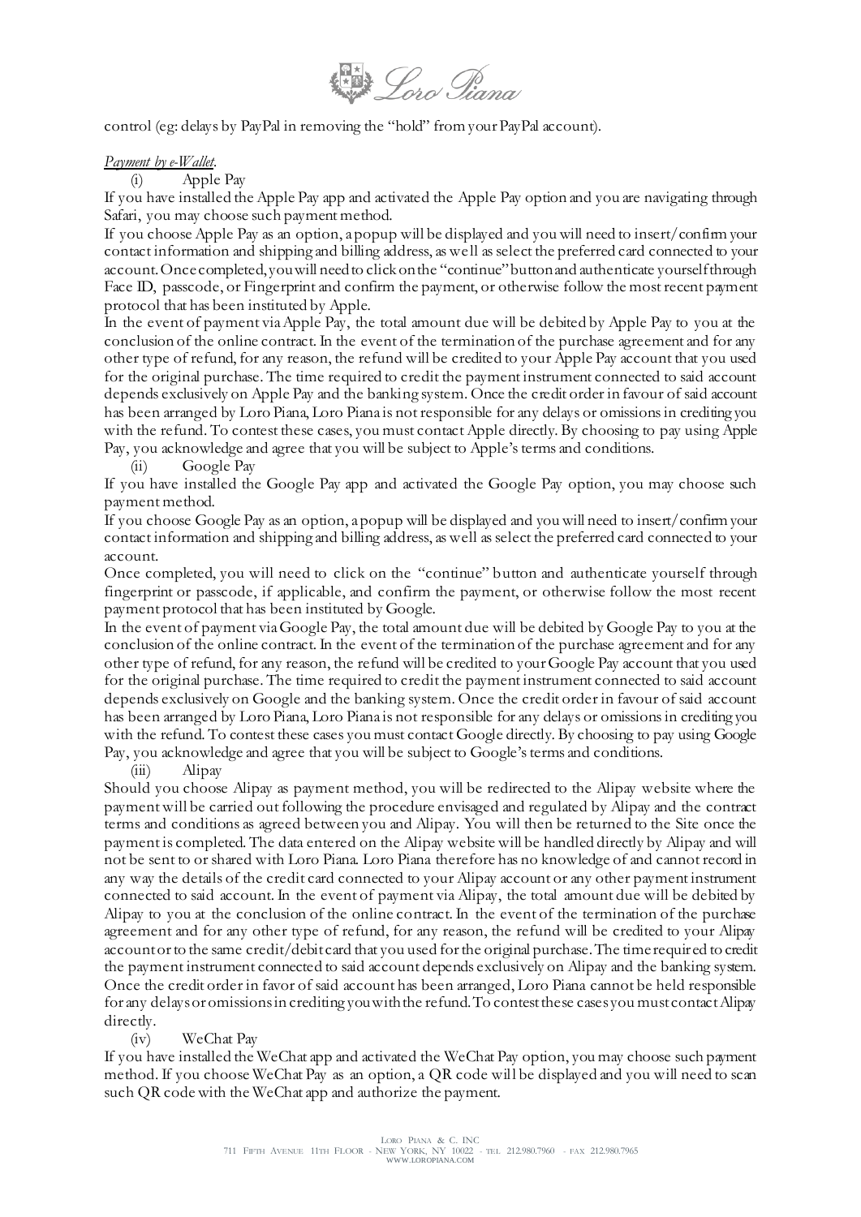control (eg: delays by PayPal in removing the "hold" from your PayPal account).

*Payment by e-Wallet*.

(i) Apple Pay

If you have installed the Apple Pay app and activated the Apple Pay option and you are navigating through Safari, you may choose such payment method.

If you choose Apple Pay as an option, a popup will be displayed and you will need to insert/confirm your contact information and shipping and billing address, as well as select the preferred card connected to your account. Once completed, you will need to click on the "continue" button and authenticate yourself through Face ID, passcode, or Fingerprint and confirm the payment, or otherwise follow the most recent payment protocol that has been instituted by Apple.

In the event of payment via Apple Pay, the total amount due will be debited by Apple Pay to you at the conclusion of the online contract. In the event of the termination of the purchase agreement and for any other type of refund, for any reason, the refund will be credited to your Apple Pay account that you used for the original purchase. The time required to credit the payment instrument connected to said account depends exclusively on Apple Pay and the banking system. Once the credit order in favour of said account has been arranged by Loro Piana, Loro Piana is not responsible for any delays or omissions in crediting you with the refund. To contest these cases, you must contact Apple directly. By choosing to pay using Apple Pay, you acknowledge and agree that you will be subject to Apple's terms and conditions.

(ii) Google Pay

If you have installed the Google Pay app and activated the Google Pay option, you may choose such payment method.

If you choose Google Pay as an option, a popup will be displayed and you will need to insert/confirm your contact information and shipping and billing address, as well as select the preferred card connected to your account.

Once completed, you will need to click on the "continue" button and authenticate yourself through fingerprint or passcode, if applicable, and confirm the payment, or otherwise follow the most recent payment protocol that has been instituted by Google.

In the event of payment via Google Pay, the total amount due will be debited by Google Pay to you at the conclusion of the online contract. In the event of the termination of the purchase agreement and for any other type of refund, for any reason, the refund will be credited to your Google Pay account that you used for the original purchase. The time required to credit the payment instrument connected to said account depends exclusively on Google and the banking system. Once the credit order in favour of said account has been arranged by Loro Piana, Loro Piana is not responsible for any delays or omissions in crediting you with the refund. To contest these cases you must contact Google directly. By choosing to pay using Google Pay, you acknowledge and agree that you will be subject to Google's terms and conditions.

(iii) Alipay

Should you choose Alipay as payment method, you will be redirected to the Alipay website where the payment will be carried out following the procedure envisaged and regulated by Alipay and the contract terms and conditions as agreed between you and Alipay. You will then be returned to the Site once the payment is completed. The data entered on the Alipay website will be handled directly by Alipay and will not be sent to or shared with Loro Piana. Loro Piana therefore has no knowledge of and cannot record in any way the details of the credit card connected to your Alipay account or any other payment instrument connected to said account. In the event of payment via Alipay, the total amount due will be debited by Alipay to you at the conclusion of the online contract. In the event of the termination of the purchase agreement and for any other type of refund, for any reason, the refund will be credited to your Alipay account or to the same credit/debit card that you used for the original purchase. The time required to credit the payment instrument connected to said account depends exclusively on Alipay and the banking system. Once the credit order in favor of said account has been arranged, Loro Piana cannot be held responsible for any delays or omissions in crediting you with the refund. To contest these cases you must contact Alipay directly.

(iv) WeChat Pay

If you have installed the WeChat app and activated the WeChat Pay option, you may choose such payment method. If you choose WeChat Pay as an option, a QR code will be displayed and you will need to scan such QR code with the WeChat app and authorize the payment.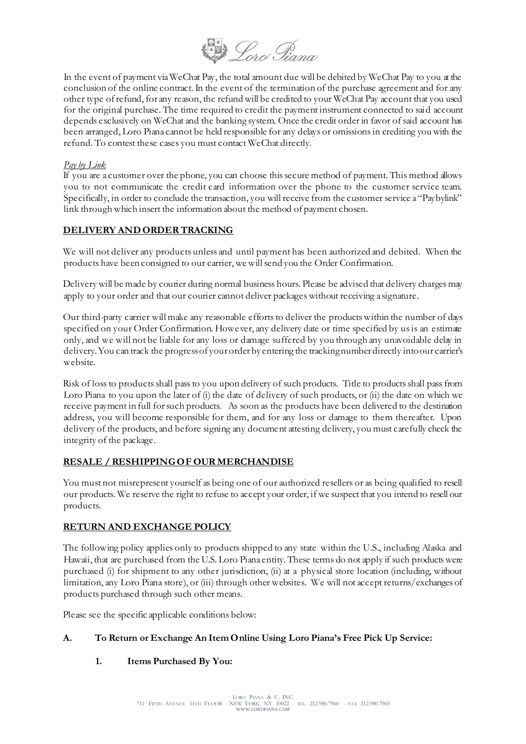In the event of payment via WeChat Pay, the total amount due will be debited by WeChat Pay to you at the conclusion of the online contract. In the event of the termination of the purchase agreement and for any other type of refund, for any reason, the refund will be credited to your WeChat Pay account that you used for the original purchase. The time required to credit the payment instrument connected to said account depends exclusively on WeChat and the banking system. Once the credit order in favor of said account has been arranged, Loro Piana cannot be held responsible for any delays or omissions in crediting you with the refund. To contest these cases you must contact WeChat directly.

*Pay by Link*

If you are a customer over the phone, you can choose this secure method of payment. This method allows you to not communicate the credit card information over the phone to the customer service team. Specifically, in order to conclude the transaction, you will receive from the customer service a "Paybylink" link through which insert the information about the method of payment chosen.

## DELIVERY AND ORDER TRACKING

We will not deliver any products unless and until payment has been authorized and debited. When the products have been consigned to our carrier, we will send you the Order Confirmation.

Delivery will be made by courier during normal business hours. Please be advised that delivery charges may apply to your order and that our courier cannot deliver packages without receiving a signature.

Our third-party carrier will make any reasonable efforts to deliver the products within the number of days specified on your Order Confirmation. However, any delivery date or time specified by us is an estimate only, and we will not be liable for any loss or damage suffered by you through any unavoidable delay in delivery. You can track the progress of your order by entering the tracking number directly into our carrier's website.

Risk of loss to products shall pass to you upon delivery of such products. Title to products shall pass from Loro Piana to you upon the later of (i) the date of delivery of such products, or (ii) the date on which we receive payment in full for such products. As soon as the products have been delivered to the destination address, you will become responsible for them, and for any loss or damage to them thereafter. Upon delivery of the products, and before signing any document attesting delivery, you must carefully check the integrity of the package.

## RESALE / RESHIPPING OF OUR MERCHANDISE

You must not misrepresent yourself as being one of our authorized resellers or as being qualified to resell our products. We reserve the right to refuse to accept your order, if we suspect that you intend to resell our products.

## RETURN AND EXCHANGE POLICY

The following policy applies only to products shipped to any state within the U.S., including Alaska and Hawaii, that are purchased from the U.S. Loro Piana entity. These terms do not apply if such products were purchased (i) for shipment to any other jurisdiction, (ii) at a physical store location (including, without limitation, any Loro Piana store), or (iii) through other websites. We will not accept returns/exchanges of products purchased through such other means.

Please see the specific applicable conditions below:

### A. To Return or Exchange An Item Online Using Loro Piana's Free Pick Up Service:

#### 1. Items Purchased By You: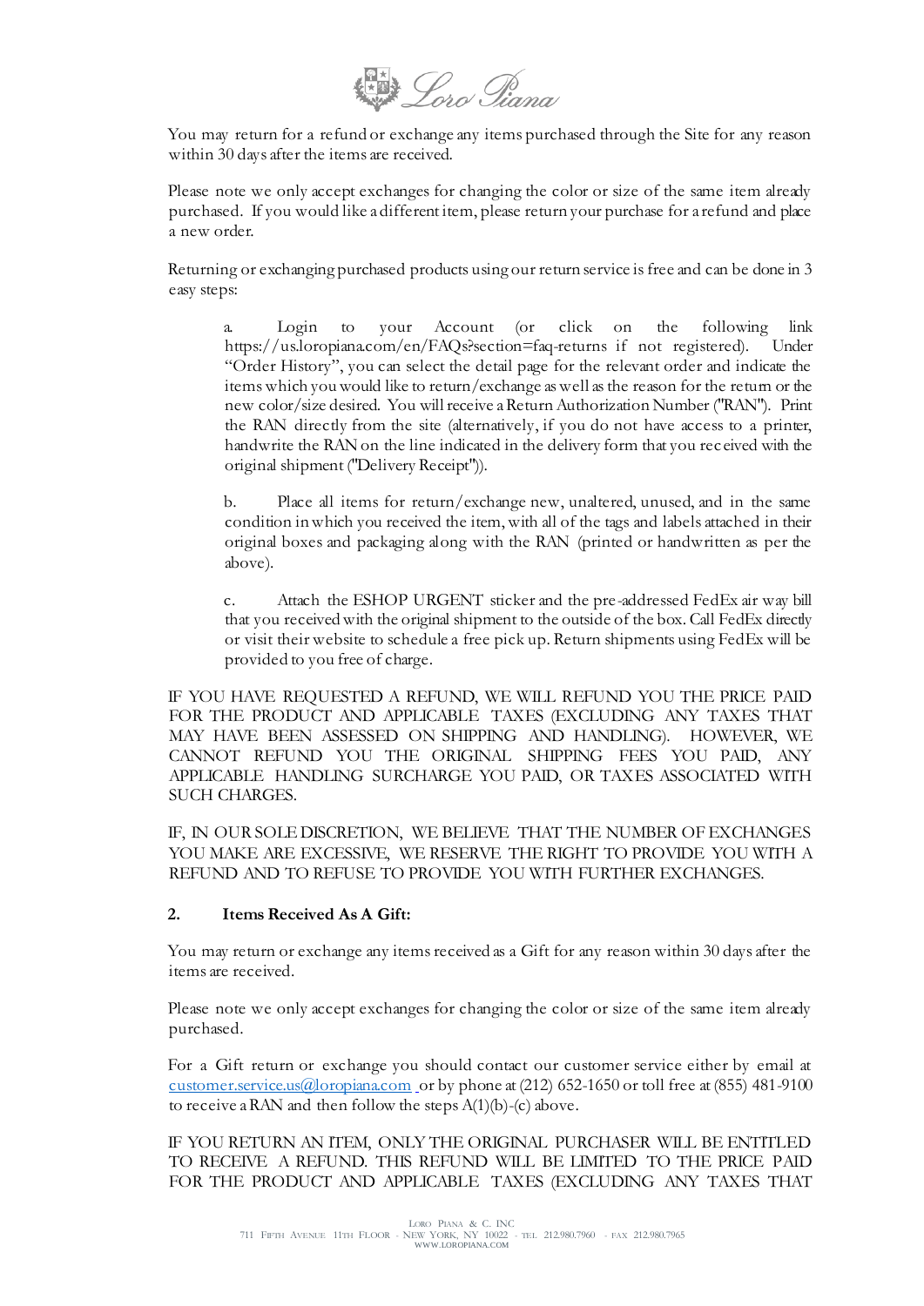You may return for a refund or exchange any items purchased through the Site for any reason within 30 days after the items are received.

Please note we only accept exchanges for changing the color or size of the same item already purchased. If you would like a different item, please return your purchase for a refund and place a new order.

Returning or exchanging purchased products using our return service is free and can be done in 3 easy steps:

a. Login to your Account (or click on the following link https://us.loropiana.com/en/FAQs?section=faq-returns if not registered). Under "Order History", you can select the detail page for the relevant order and indicate the items which you would like to return/exchange as well as the reason for the return or the new color/size desired. You will receive a Return Authorization Number ("RAN"). Print the RAN directly from the site (alternatively, if you do not have access to a printer, handwrite the RAN on the line indicated in the delivery form that you received with the original shipment ("Delivery Receipt")).

b. Place all items for return/exchange new, unaltered, unused, and in the same condition in which you received the item, with all of the tags and labels attached in their original boxes and packaging along with the RAN (printed or handwritten as per the above).

c. Attach the ESHOP URGENT sticker and the pre-addressed FedEx air way bill that you received with the original shipment to the outside of the box. Call FedEx directly or visit their website to schedule a free pick up. Return shipments using FedEx will be provided to you free of charge.

IF YOU HAVE REQUESTED A REFUND, WE WILL REFUND YOU THE PRICE PAID FOR THE PRODUCT AND APPLICABLE TAXES (EXCLUDING ANY TAXES THAT MAY HAVE BEEN ASSESSED ON SHIPPING AND HANDLING). HOWEVER, WE CANNOT REFUND YOU THE ORIGINAL SHIPPING FEES YOU PAID, ANY APPLICABLE HANDLING SURCHARGE YOU PAID, OR TAXES ASSOCIATED WITH SUCH CHARGES.

IF, IN OUR SOLE DISCRETION, WE BELIEVE THAT THE NUMBER OF EXCHANGES YOU MAKE ARE EXCESSIVE, WE RESERVE THE RIGHT TO PROVIDE YOU WITH A REFUND AND TO REFUSE TO PROVIDE YOU WITH FURTHER EXCHANGES.

**2. Items Received As A Gift:**

You may return or exchange any items received as a Gift for any reason within 30 days after the items are received.

Please note we only accept exchanges for changing the color or size of the same item already purchased.

For a Gift return or exchange you should contact our customer service either by email at customer.service.us@loropiana.com or by phone at (212) 652-1650 or toll free at (855) 481-9100 to receive a RAN and then follow the steps A(1)(b)-(c) above.

IF YOU RETURN AN ITEM, ONLY THE ORIGINAL PURCHASER WILL BE ENTITLED TO RECEIVE A REFUND. THIS REFUND WILL BE LIMITED TO THE PRICE PAID FOR THE PRODUCT AND APPLICABLE TAXES (EXCLUDING ANY TAXES THAT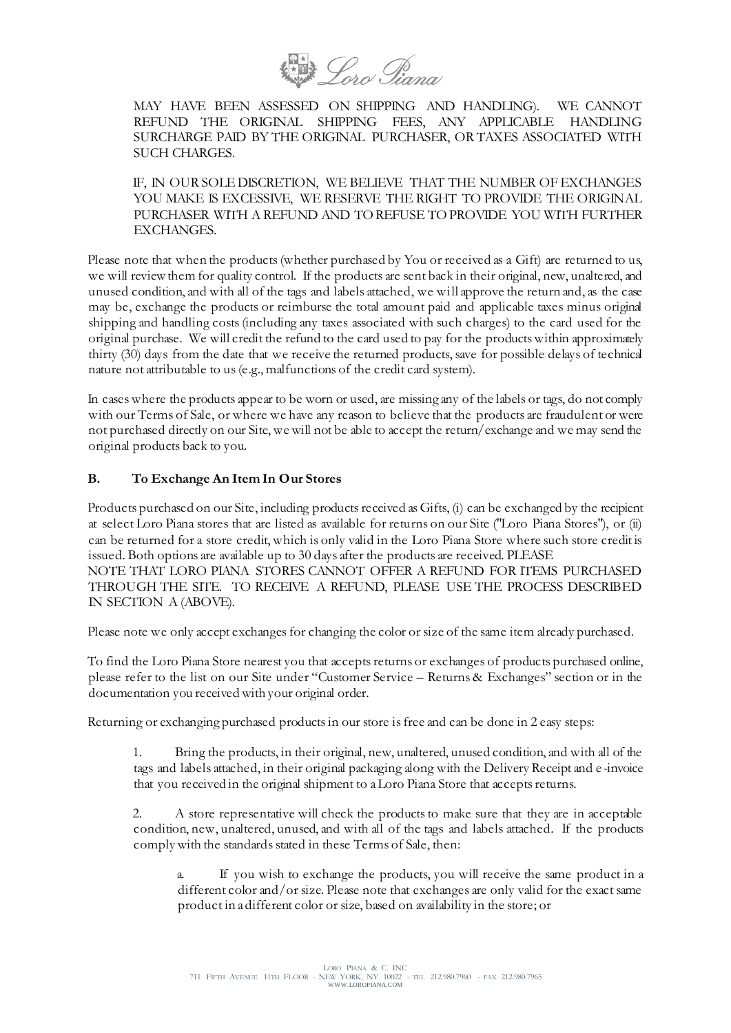MAY HAVE BEEN ASSESSED ON SHIPPING AND HANDLING). WE CANNOT REFUND THE ORIGINAL SHIPPING FEES, ANY APPLICABLE HANDLING SURCHARGE PAID BY THE ORIGINAL PURCHASER, OR TAXES ASSOCIATED WITH SUCH CHARGES.

IF, IN OUR SOLE DISCRETION, WE BELIEVE THAT THE NUMBER OF EXCHANGES YOU MAKE IS EXCESSIVE, WE RESERVE THE RIGHT TO PROVIDE THE ORIGINAL PURCHASER WITH A REFUND AND TO REFUSE TO PROVIDE YOU WITH FURTHER EXCHANGES.

Please note that when the products (whether purchased by You or received as a Gift) are returned to us, we will review them for quality control. If the products are sent back in their original, new, unaltered, and unused condition, and with all of the tags and labels attached, we will approve the return and, as the case may be, exchange the products or reimburse the total amount paid and applicable taxes minus original shipping and handling costs (including any taxes associated with such charges) to the card used for the original purchase. We will credit the refund to the card used to pay for the products within approximately thirty (30) days from the date that we receive the returned products, save for possible delays of technical nature not attributable to us (e.g., malfunctions of the credit card system).

In cases where the products appear to be worn or used, are missing any of the labels or tags, do not comply with our Terms of Sale, or where we have any reason to believe that the products are fraudulent or were not purchased directly on our Site, we will not be able to accept the return/exchange and we may send the original products back to you.

### B. To Exchange An Item In Our Stores

Products purchased on our Site, including products received as Gifts, (i) can be exchanged by the recipient at select Loro Piana stores that are listed as available for returns on our Site ("Loro Piana Stores"), or (ii) can be returned for a store credit, which is only valid in the Loro Piana Store where such store credit is issued. Both options are available up to 30 days after the products are received. PLEASE NOTE THAT LORO PIANA STORES CANNOT OFFER A REFUND FOR ITEMS PURCHASED THROUGH THE SITE. TO RECEIVE A REFUND, PLEASE USE THE PROCESS DESCRIBED IN SECTION A (ABOVE).

Please note we only accept exchanges for changing the color or size of the same item already purchased.

To find the Loro Piana Store nearest you that accepts returns or exchanges of products purchased online, please refer to the list on our Site under "Customer Service – Returns & Exchanges" section or in the documentation you received with your original order.

Returning or exchanging purchased products in our store is free and can be done in 2 easy steps:

1. Bring the products, in their original, new, unaltered, unused condition, and with all of the tags and labels attached, in their original packaging along with the Delivery Receipt and e-invoice that you received in the original shipment to a Loro Piana Store that accepts returns.

2. A store representative will check the products to make sure that they are in acceptable condition, new, unaltered, unused, and with all of the tags and labels attached. If the products comply with the standards stated in these Terms of Sale, then:

   a. If you wish to exchange the products, you will receive the same product in a different color and/or size. Please note that exchanges are only valid for the exact same product in a different color or size, based on availability in the store; or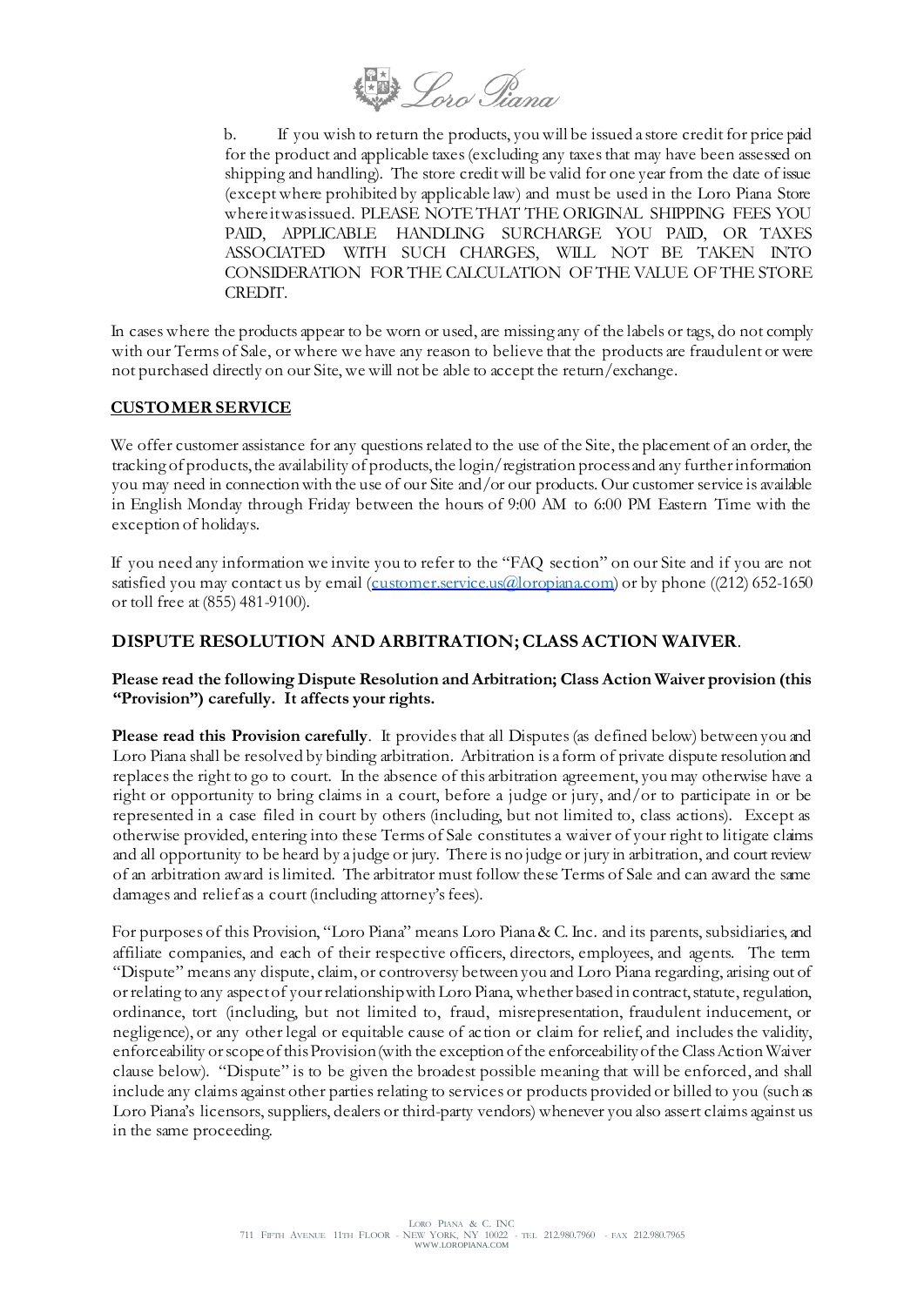b. If you wish to return the products, you will be issued a store credit for price paid for the product and applicable taxes (excluding any taxes that may have been assessed on shipping and handling). The store credit will be valid for one year from the date of issue (except where prohibited by applicable law) and must be used in the Loro Piana Store where it was issued. PLEASE NOTE THAT THE ORIGINAL SHIPPING FEES YOU PAID, APPLICABLE HANDLING SURCHARGE YOU PAID, OR TAXES ASSOCIATED WITH SUCH CHARGES, WILL NOT BE TAKEN INTO CONSIDERATION FOR THE CALCULATION OF THE VALUE OF THE STORE CREDIT.

In cases where the products appear to be worn or used, are missing any of the labels or tags, do not comply with our Terms of Sale, or where we have any reason to believe that the products are fraudulent or were not purchased directly on our Site, we will not be able to accept the return/exchange.

**CUSTOMER SERVICE**

We offer customer assistance for any questions related to the use of the Site, the placement of an order, the tracking of products, the availability of products, the login/registration process and any further information you may need in connection with the use of our Site and/or our products. Our customer service is available in English Monday through Friday between the hours of 9:00 AM to 6:00 PM Eastern Time with the exception of holidays.

If you need any information we invite you to refer to the "FAQ section" on our Site and if you are not satisfied you may contact us by email (customer.service.us@loropiana.com) or by phone ((212) 652-1650 or toll free at (855) 481-9100).

## DISPUTE RESOLUTION AND ARBITRATION; CLASS ACTION WAIVER.

**Please read the following Dispute Resolution and Arbitration; Class Action Waiver provision (this "Provision") carefully. It affects your rights.**

**Please read this Provision carefully**. It provides that all Disputes (as defined below) between you and Loro Piana shall be resolved by binding arbitration. Arbitration is a form of private dispute resolution and replaces the right to go to court. In the absence of this arbitration agreement, you may otherwise have a right or opportunity to bring claims in a court, before a judge or jury, and/or to participate in or be represented in a case filed in court by others (including, but not limited to, class actions). Except as otherwise provided, entering into these Terms of Sale constitutes a waiver of your right to litigate claims and all opportunity to be heard by a judge or jury. There is no judge or jury in arbitration, and court review of an arbitration award is limited. The arbitrator must follow these Terms of Sale and can award the same damages and relief as a court (including attorney's fees).

For purposes of this Provision, "Loro Piana" means Loro Piana & C. Inc. and its parents, subsidiaries, and affiliate companies, and each of their respective officers, directors, employees, and agents. The term "Dispute" means any dispute, claim, or controversy between you and Loro Piana regarding, arising out of or relating to any aspect of your relationship with Loro Piana, whether based in contract, statute, regulation, ordinance, tort (including, but not limited to, fraud, misrepresentation, fraudulent inducement, or negligence), or any other legal or equitable cause of action or claim for relief, and includes the validity, enforceability or scope of this Provision (with the exception of the enforceability of the Class Action Waiver clause below). "Dispute" is to be given the broadest possible meaning that will be enforced, and shall include any claims against other parties relating to services or products provided or billed to you (such as Loro Piana's licensors, suppliers, dealers or third-party vendors) whenever you also assert claims against us in the same proceeding.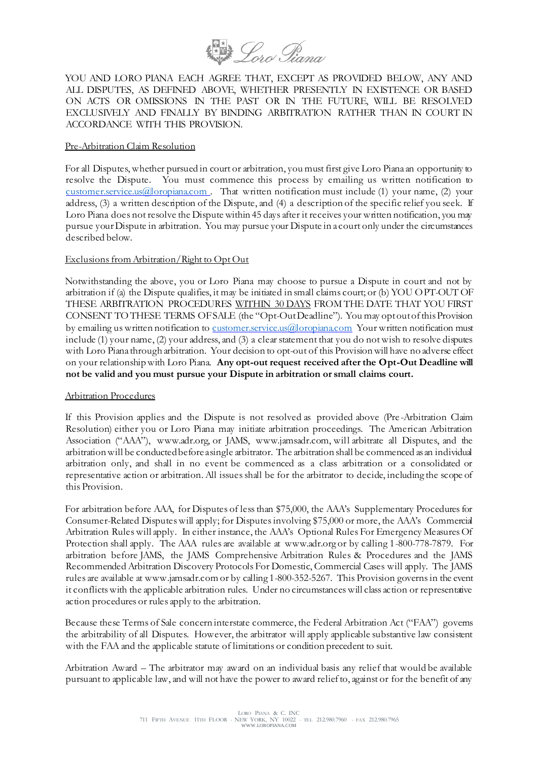YOU AND LORO PIANA EACH AGREE THAT, EXCEPT AS PROVIDED BELOW, ANY AND ALL DISPUTES, AS DEFINED ABOVE, WHETHER PRESENTLY IN EXISTENCE OR BASED ON ACTS OR OMISSIONS IN THE PAST OR IN THE FUTURE, WILL BE RESOLVED EXCLUSIVELY AND FINALLY BY BINDING ARBITRATION RATHER THAN IN COURT IN ACCORDANCE WITH THIS PROVISION.

Pre-Arbitration Claim Resolution

For all Disputes, whether pursued in court or arbitration, you must first give Loro Piana an opportunity to resolve the Dispute. You must commence this process by emailing us written notification to customer.service.us@loropiana.com . That written notification must include (1) your name, (2) your address, (3) a written description of the Dispute, and (4) a description of the specific relief you seek. If Loro Piana does not resolve the Dispute within 45 days after it receives your written notification, you may pursue your Dispute in arbitration. You may pursue your Dispute in a court only under the circumstances described below.

Exclusions from Arbitration/Right to Opt Out

Notwithstanding the above, you or Loro Piana may choose to pursue a Dispute in court and not by arbitration if (a) the Dispute qualifies, it may be initiated in small claims court; or (b) YOU OPT-OUT OF THESE ARBITRATION PROCEDURES WITHIN 30 DAYS FROM THE DATE THAT YOU FIRST CONSENT TO THESE TERMS OF SALE (the "Opt-Out Deadline"). You may opt out of this Provision by emailing us written notification to customer.service.us@loropiana.com Your written notification must include (1) your name, (2) your address, and (3) a clear statement that you do not wish to resolve disputes with Loro Piana through arbitration. Your decision to opt-out of this Provision will have no adverse effect on your relationship with Loro Piana. **Any opt-out request received after the Opt-Out Deadline will not be valid and you must pursue your Dispute in arbitration or small claims court.**

Arbitration Procedures

If this Provision applies and the Dispute is not resolved as provided above (Pre-Arbitration Claim Resolution) either you or Loro Piana may initiate arbitration proceedings. The American Arbitration Association ("AAA"), www.adr.org, or JAMS, www.jamsadr.com, will arbitrate all Disputes, and the arbitration will be conducted before a single arbitrator. The arbitration shall be commenced as an individual arbitration only, and shall in no event be commenced as a class arbitration or a consolidated or representative action or arbitration. All issues shall be for the arbitrator to decide, including the scope of this Provision.

For arbitration before AAA, for Disputes of less than $75,000, the AAA's Supplementary Procedures for Consumer-Related Disputes will apply; for Disputes involving $75,000 or more, the AAA's Commercial Arbitration Rules will apply. In either instance, the AAA's Optional Rules For Emergency Measures Of Protection shall apply. The AAA rules are available at www.adr.org or by calling 1-800-778-7879. For arbitration before JAMS, the JAMS Comprehensive Arbitration Rules & Procedures and the JAMS Recommended Arbitration Discovery Protocols For Domestic, Commercial Cases will apply. The JAMS rules are available at www.jamsadr.com or by calling 1-800-352-5267. This Provision governs in the event it conflicts with the applicable arbitration rules. Under no circumstances will class action or representative action procedures or rules apply to the arbitration.

Because these Terms of Sale concern interstate commerce, the Federal Arbitration Act ("FAA") governs the arbitrability of all Disputes. However, the arbitrator will apply applicable substantive law consistent with the FAA and the applicable statute of limitations or condition precedent to suit.

Arbitration Award – The arbitrator may award on an individual basis any relief that would be available pursuant to applicable law, and will not have the power to award relief to, against or for the benefit of any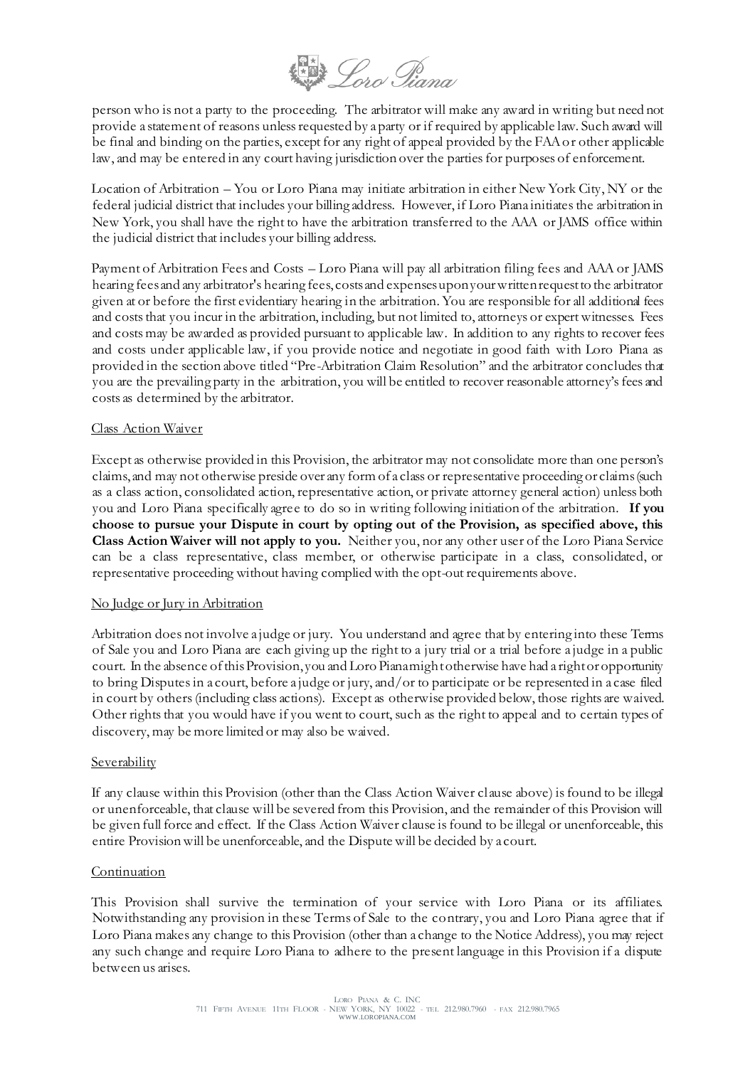person who is not a party to the proceeding. The arbitrator will make any award in writing but need not provide a statement of reasons unless requested by a party or if required by applicable law. Such award will be final and binding on the parties, except for any right of appeal provided by the FAA or other applicable law, and may be entered in any court having jurisdiction over the parties for purposes of enforcement.

Location of Arbitration – You or Loro Piana may initiate arbitration in either New York City, NY or the federal judicial district that includes your billing address. However, if Loro Piana initiates the arbitration in New York, you shall have the right to have the arbitration transferred to the AAA or JAMS office within the judicial district that includes your billing address.

Payment of Arbitration Fees and Costs – Loro Piana will pay all arbitration filing fees and AAA or JAMS hearing fees and any arbitrator's hearing fees, costs and expenses upon your written request to the arbitrator given at or before the first evidentiary hearing in the arbitration. You are responsible for all additional fees and costs that you incur in the arbitration, including, but not limited to, attorneys or expert witnesses. Fees and costs may be awarded as provided pursuant to applicable law. In addition to any rights to recover fees and costs under applicable law, if you provide notice and negotiate in good faith with Loro Piana as provided in the section above titled "Pre-Arbitration Claim Resolution" and the arbitrator concludes that you are the prevailing party in the arbitration, you will be entitled to recover reasonable attorney's fees and costs as determined by the arbitrator.

Class Action Waiver

Except as otherwise provided in this Provision, the arbitrator may not consolidate more than one person's claims, and may not otherwise preside over any form of a class or representative proceeding or claims (such as a class action, consolidated action, representative action, or private attorney general action) unless both you and Loro Piana specifically agree to do so in writing following initiation of the arbitration. **If you choose to pursue your Dispute in court by opting out of the Provision, as specified above, this Class Action Waiver will not apply to you.** Neither you, nor any other user of the Loro Piana Service can be a class representative, class member, or otherwise participate in a class, consolidated, or representative proceeding without having complied with the opt-out requirements above.

No Judge or Jury in Arbitration

Arbitration does not involve a judge or jury. You understand and agree that by entering into these Terms of Sale you and Loro Piana are each giving up the right to a jury trial or a trial before a judge in a public court. In the absence of this Provision, you and Loro Piana might otherwise have had a right or opportunity to bring Disputes in a court, before a judge or jury, and/or to participate or be represented in a case filed in court by others (including class actions). Except as otherwise provided below, those rights are waived. Other rights that you would have if you went to court, such as the right to appeal and to certain types of discovery, may be more limited or may also be waived.

Severability

If any clause within this Provision (other than the Class Action Waiver clause above) is found to be illegal or unenforceable, that clause will be severed from this Provision, and the remainder of this Provision will be given full force and effect. If the Class Action Waiver clause is found to be illegal or unenforceable, this entire Provision will be unenforceable, and the Dispute will be decided by a court.

Continuation

This Provision shall survive the termination of your service with Loro Piana or its affiliates. Notwithstanding any provision in these Terms of Sale to the contrary, you and Loro Piana agree that if Loro Piana makes any change to this Provision (other than a change to the Notice Address), you may reject any such change and require Loro Piana to adhere to the present language in this Provision if a dispute between us arises.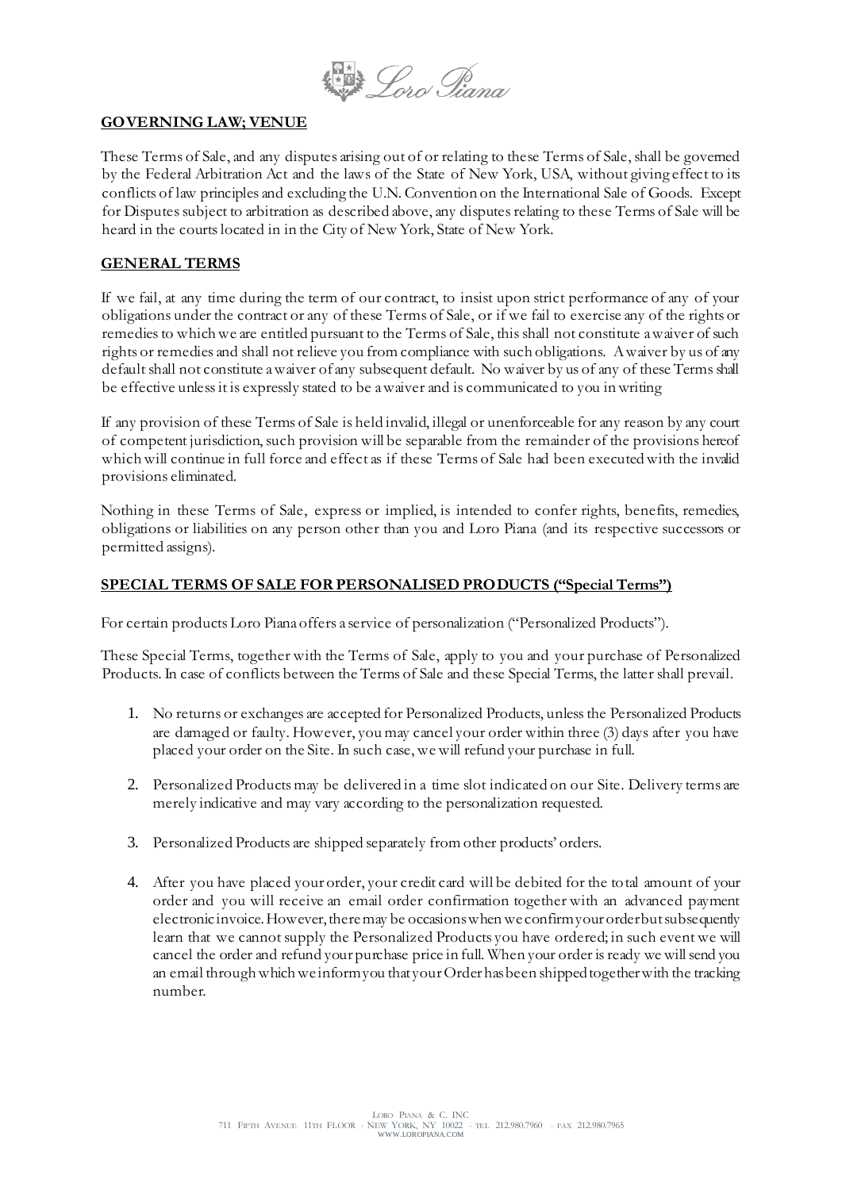## GOVERNING LAW; VENUE

These Terms of Sale, and any disputes arising out of or relating to these Terms of Sale, shall be governed by the Federal Arbitration Act and the laws of the State of New York, USA, without giving effect to its conflicts of law principles and excluding the U.N. Convention on the International Sale of Goods. Except for Disputes subject to arbitration as described above, any disputes relating to these Terms of Sale will be heard in the courts located in in the City of New York, State of New York.

## GENERAL TERMS

If we fail, at any time during the term of our contract, to insist upon strict performance of any of your obligations under the contract or any of these Terms of Sale, or if we fail to exercise any of the rights or remedies to which we are entitled pursuant to the Terms of Sale, this shall not constitute a waiver of such rights or remedies and shall not relieve you from compliance with such obligations. A waiver by us of any default shall not constitute a waiver of any subsequent default. No waiver by us of any of these Terms shall be effective unless it is expressly stated to be a waiver and is communicated to you in writing

If any provision of these Terms of Sale is held invalid, illegal or unenforceable for any reason by any court of competent jurisdiction, such provision will be separable from the remainder of the provisions hereof which will continue in full force and effect as if these Terms of Sale had been executed with the invalid provisions eliminated.

Nothing in these Terms of Sale, express or implied, is intended to confer rights, benefits, remedies, obligations or liabilities on any person other than you and Loro Piana (and its respective successors or permitted assigns).

## SPECIAL TERMS OF SALE FOR PERSONALISED PRODUCTS ("Special Terms")

For certain products Loro Piana offers a service of personalization ("Personalized Products").

These Special Terms, together with the Terms of Sale, apply to you and your purchase of Personalized Products. In case of conflicts between the Terms of Sale and these Special Terms, the latter shall prevail.

1. No returns or exchanges are accepted for Personalized Products, unless the Personalized Products are damaged or faulty. However, you may cancel your order within three (3) days after you have placed your order on the Site. In such case, we will refund your purchase in full.

2. Personalized Products may be delivered in a time slot indicated on our Site. Delivery terms are merely indicative and may vary according to the personalization requested.

3. Personalized Products are shipped separately from other products' orders.

4. After you have placed your order, your credit card will be debited for the total amount of your order and you will receive an email order confirmation together with an advanced payment electronic invoice. However, there may be occasions when we confirm your order but subsequently learn that we cannot supply the Personalized Products you have ordered; in such event we will cancel the order and refund your purchase price in full. When your order is ready we will send you an email through which we inform you that your Order has been shipped together with the tracking number.